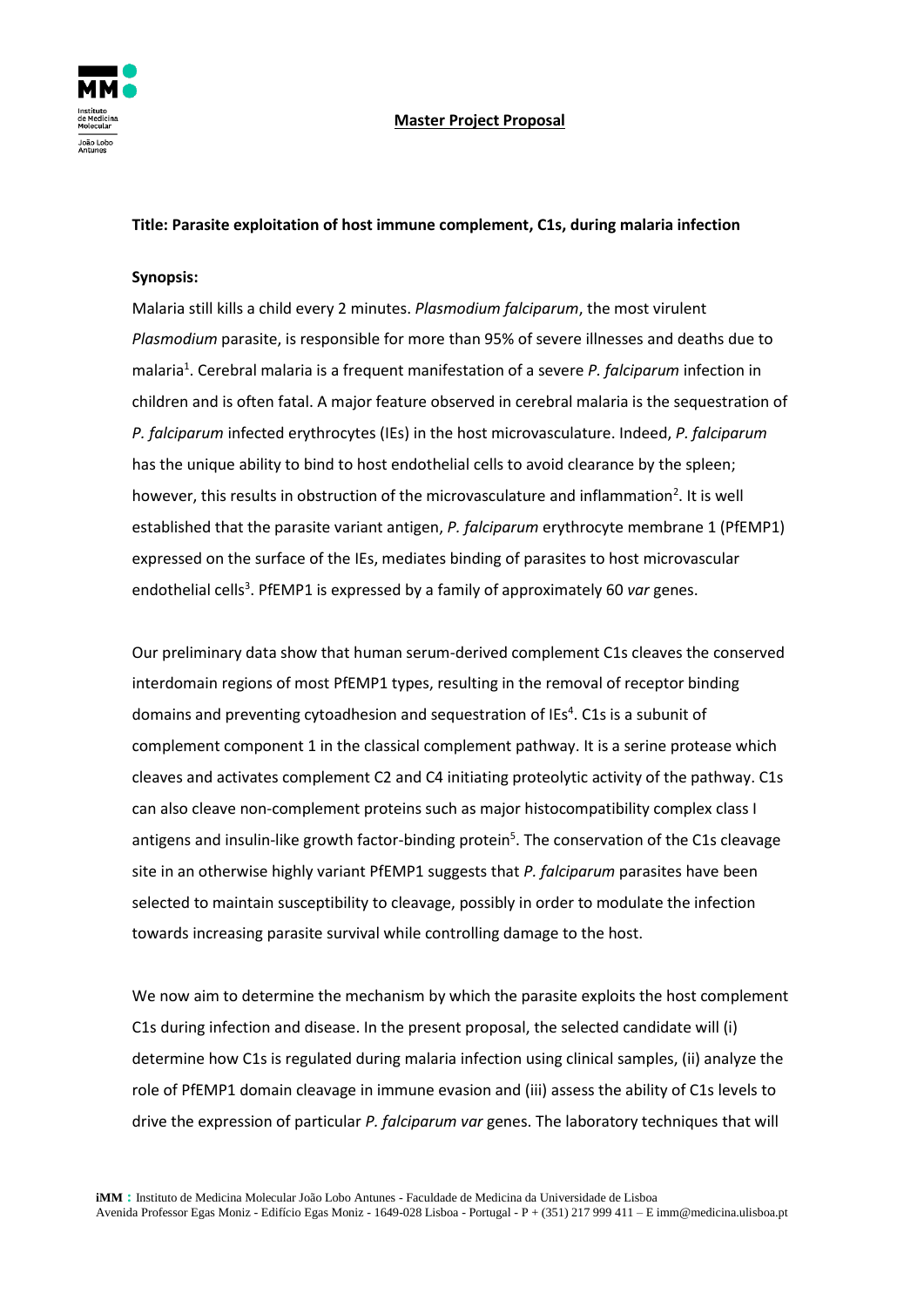**Master Project Proposal**

**Title: Parasite exploitation of host immune complement, C1s, during malaria infection**

**Synopsis:**

Malaria still kills a child every 2 minutes. *Plasmodium falciparum*, the most virulent *Plasmodium* parasite, is responsible for more than 95% of severe illnesses and deaths due to malaria[1]. Cerebral malaria is a frequent manifestation of a severe *P. falciparum* infection in children and is often fatal. A major feature observed in cerebral malaria is the sequestration of *P. falciparum* infected erythrocytes (IEs) in the host microvasculature. Indeed, *P. falciparum* has the unique ability to bind to host endothelial cells to avoid clearance by the spleen; however, this results in obstruction of the microvasculature and inflammation[2]. It is well established that the parasite variant antigen, *P. falciparum* erythrocyte membrane 1 (PfEMP1) expressed on the surface of the IEs, mediates binding of parasites to host microvascular endothelial cells[3]. PfEMP1 is expressed by a family of approximately 60 *var* genes.

Our preliminary data show that human serum-derived complement C1s cleaves the conserved interdomain regions of most PfEMP1 types, resulting in the removal of receptor binding domains and preventing cytoadhesion and sequestration of IEs[4]. C1s is a subunit of complement component 1 in the classical complement pathway. It is a serine protease which cleaves and activates complement C2 and C4 initiating proteolytic activity of the pathway. C1s can also cleave non-complement proteins such as major histocompatibility complex class I antigens and insulin-like growth factor-binding protein[5]. The conservation of the C1s cleavage site in an otherwise highly variant PfEMP1 suggests that *P. falciparum* parasites have been selected to maintain susceptibility to cleavage, possibly in order to modulate the infection towards increasing parasite survival while controlling damage to the host.

We now aim to determine the mechanism by which the parasite exploits the host complement C1s during infection and disease. In the present proposal, the selected candidate will (i) determine how C1s is regulated during malaria infection using clinical samples, (ii) analyze the role of PfEMP1 domain cleavage in immune evasion and (iii) assess the ability of C1s levels to drive the expression of particular *P. falciparum var* genes. The laboratory techniques that will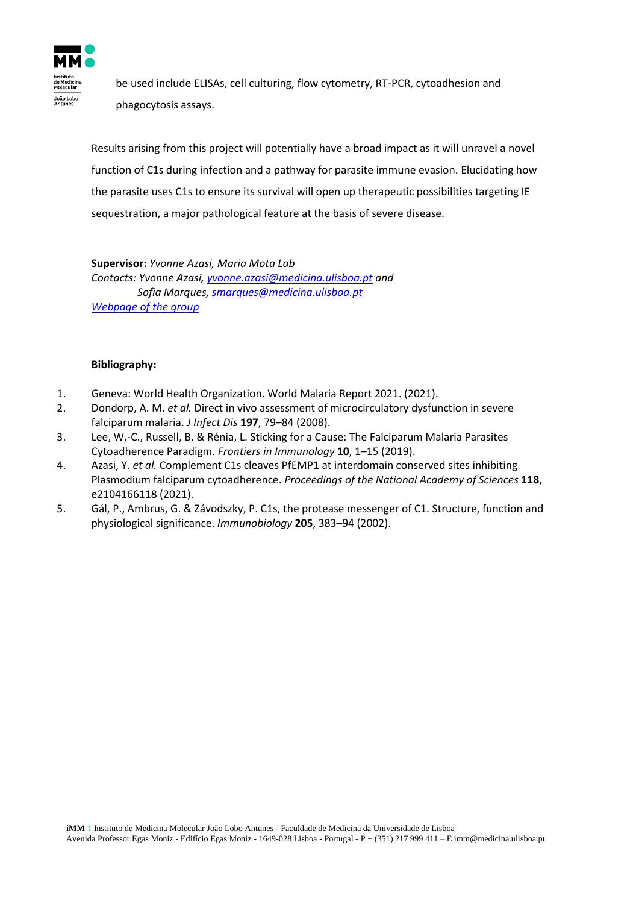be used include ELISAs, cell culturing, flow cytometry, RT-PCR, cytoadhesion and phagocytosis assays.

Results arising from this project will potentially have a broad impact as it will unravel a novel function of C1s during infection and a pathway for parasite immune evasion. Elucidating how the parasite uses C1s to ensure its survival will open up therapeutic possibilities targeting IE sequestration, a major pathological feature at the basis of severe disease.

**Supervisor:** *Yvonne Azasi, Maria Mota Lab*
*Contacts: Yvonne Azasi, yvonne.azasi@medicina.ulisboa.pt and*
*Sofia Marques, smarques@medicina.ulisboa.pt*
*Webpage of the group*

**Bibliography:**

1. Geneva: World Health Organization. World Malaria Report 2021. (2021).
2. Dondorp, A. M. *et al.* Direct in vivo assessment of microcirculatory dysfunction in severe falciparum malaria. *J Infect Dis* **197**, 79–84 (2008).
3. Lee, W.-C., Russell, B. & Rénia, L. Sticking for a Cause: The Falciparum Malaria Parasites Cytoadherence Paradigm. *Frontiers in Immunology* **10**, 1–15 (2019).
4. Azasi, Y. *et al.* Complement C1s cleaves PfEMP1 at interdomain conserved sites inhibiting Plasmodium falciparum cytoadherence. *Proceedings of the National Academy of Sciences* **118**, e2104166118 (2021).
5. Gál, P., Ambrus, G. & Závodszky, P. C1s, the protease messenger of C1. Structure, function and physiological significance. *Immunobiology* **205**, 383–94 (2002).